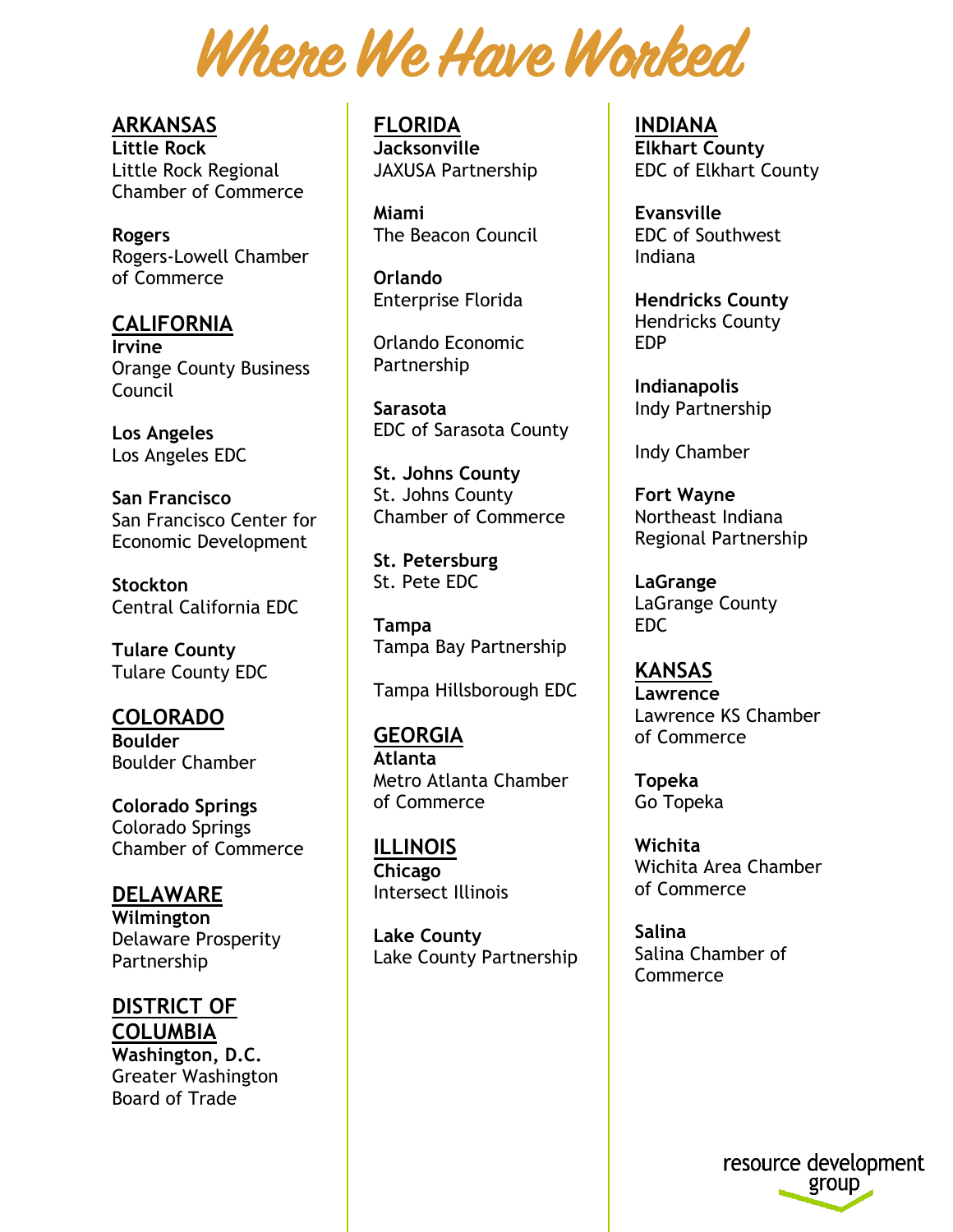# Where We Have Worked

## ARKANSAS

**Little Rock**
Little Rock Regional Chamber of Commerce

**Rogers**
Rogers-Lowell Chamber of Commerce

## CALIFORNIA

**Irvine**
Orange County Business Council

**Los Angeles**
Los Angeles EDC

**San Francisco**
San Francisco Center for Economic Development

**Stockton**
Central California EDC

**Tulare County**
Tulare County EDC

## COLORADO

**Boulder**
Boulder Chamber

**Colorado Springs**
Colorado Springs Chamber of Commerce

## DELAWARE

**Wilmington**
Delaware Prosperity Partnership

## DISTRICT OF COLUMBIA

**Washington, D.C.**
Greater Washington Board of Trade

## FLORIDA

**Jacksonville**
JAXUSA Partnership

**Miami**
The Beacon Council

**Orlando**
Enterprise Florida

Orlando Economic Partnership

**Sarasota**
EDC of Sarasota County

**St. Johns County**
St. Johns County Chamber of Commerce

**St. Petersburg**
St. Pete EDC

**Tampa**
Tampa Bay Partnership

Tampa Hillsborough EDC

## GEORGIA

**Atlanta**
Metro Atlanta Chamber of Commerce

## ILLINOIS

**Chicago**
Intersect Illinois

**Lake County**
Lake County Partnership

## INDIANA

**Elkhart County**
EDC of Elkhart County

**Evansville**
EDC of Southwest Indiana

**Hendricks County**
Hendricks County EDP

**Indianapolis**
Indy Partnership

Indy Chamber

**Fort Wayne**
Northeast Indiana Regional Partnership

**LaGrange**
LaGrange County EDC

## KANSAS

**Lawrence**
Lawrence KS Chamber of Commerce

**Topeka**
Go Topeka

**Wichita**
Wichita Area Chamber of Commerce

**Salina**
Salina Chamber of Commerce

resource development group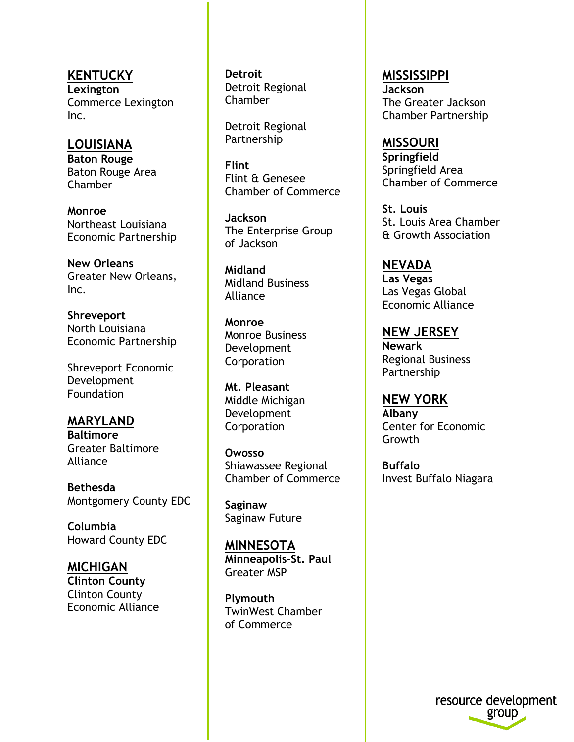## KENTUCKY

**Lexington**
Commerce Lexington Inc.

## LOUISIANA

**Baton Rouge**
Baton Rouge Area Chamber

**Monroe**
Northeast Louisiana Economic Partnership

**New Orleans**
Greater New Orleans, Inc.

**Shreveport**
North Louisiana Economic Partnership

Shreveport Economic Development Foundation

## MARYLAND

**Baltimore**
Greater Baltimore Alliance

**Bethesda**
Montgomery County EDC

**Columbia**
Howard County EDC

## MICHIGAN

**Clinton County**
Clinton County Economic Alliance

**Detroit**
Detroit Regional Chamber

Detroit Regional Partnership

**Flint**
Flint & Genesee Chamber of Commerce

**Jackson**
The Enterprise Group of Jackson

**Midland**
Midland Business Alliance

**Monroe**
Monroe Business Development Corporation

**Mt. Pleasant**
Middle Michigan Development Corporation

**Owosso**
Shiawassee Regional Chamber of Commerce

**Saginaw**
Saginaw Future

## MINNESOTA

**Minneapolis-St. Paul**
Greater MSP

**Plymouth**
TwinWest Chamber of Commerce

## MISSISSIPPI

**Jackson**
The Greater Jackson Chamber Partnership

## MISSOURI

**Springfield**
Springfield Area Chamber of Commerce

**St. Louis**
St. Louis Area Chamber & Growth Association

## NEVADA

**Las Vegas**
Las Vegas Global Economic Alliance

## NEW JERSEY

**Newark**
Regional Business Partnership

## NEW YORK

**Albany**
Center for Economic Growth

**Buffalo**
Invest Buffalo Niagara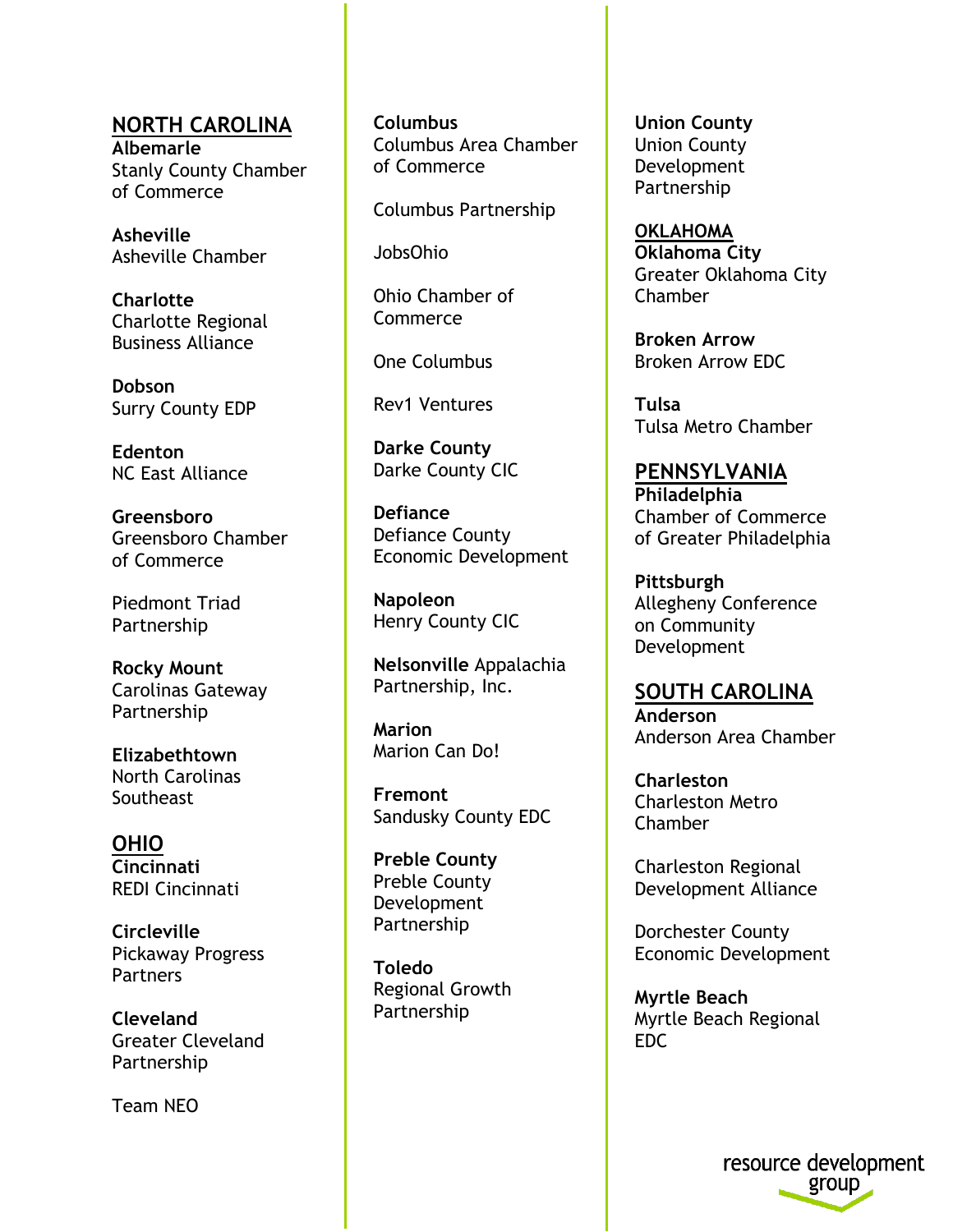## NORTH CAROLINA

**Albemarle**
Stanly County Chamber of Commerce

**Asheville**
Asheville Chamber

**Charlotte**
Charlotte Regional Business Alliance

**Dobson**
Surry County EDP

**Edenton**
NC East Alliance

**Greensboro**
Greensboro Chamber of Commerce

Piedmont Triad Partnership

**Rocky Mount**
Carolinas Gateway Partnership

**Elizabethtown**
North Carolinas Southeast

## OHIO

**Cincinnati**
REDI Cincinnati

**Circleville**
Pickaway Progress Partners

**Cleveland**
Greater Cleveland Partnership

Team NEO

**Columbus**
Columbus Area Chamber of Commerce

Columbus Partnership

JobsOhio

Ohio Chamber of Commerce

One Columbus

Rev1 Ventures

**Darke County**
Darke County CIC

**Defiance**
Defiance County Economic Development

**Napoleon**
Henry County CIC

**Nelsonville** Appalachia Partnership, Inc.

**Marion**
Marion Can Do!

**Fremont**
Sandusky County EDC

**Preble County**
Preble County Development Partnership

**Toledo**
Regional Growth Partnership

**Union County**
Union County Development Partnership

## OKLAHOMA

**Oklahoma City**
Greater Oklahoma City Chamber

**Broken Arrow**
Broken Arrow EDC

**Tulsa**
Tulsa Metro Chamber

## PENNSYLVANIA

**Philadelphia**
Chamber of Commerce of Greater Philadelphia

**Pittsburgh**
Allegheny Conference on Community Development

## SOUTH CAROLINA

**Anderson**
Anderson Area Chamber

**Charleston**
Charleston Metro Chamber

Charleston Regional Development Alliance

Dorchester County Economic Development

**Myrtle Beach**
Myrtle Beach Regional EDC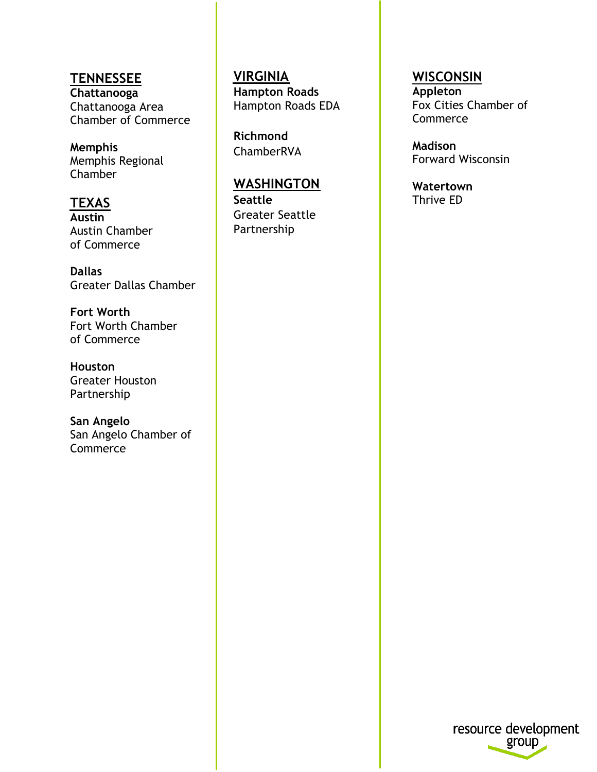## TENNESSEE

**Chattanooga**
Chattanooga Area Chamber of Commerce

**Memphis**
Memphis Regional Chamber

## TEXAS

**Austin**
Austin Chamber of Commerce

**Dallas**
Greater Dallas Chamber

**Fort Worth**
Fort Worth Chamber of Commerce

**Houston**
Greater Houston Partnership

**San Angelo**
San Angelo Chamber of Commerce

## VIRGINIA

**Hampton Roads**
Hampton Roads EDA

**Richmond**
ChamberRVA

## WASHINGTON

**Seattle**
Greater Seattle Partnership

## WISCONSIN

**Appleton**
Fox Cities Chamber of Commerce

**Madison**
Forward Wisconsin

**Watertown**
Thrive ED

resource development group